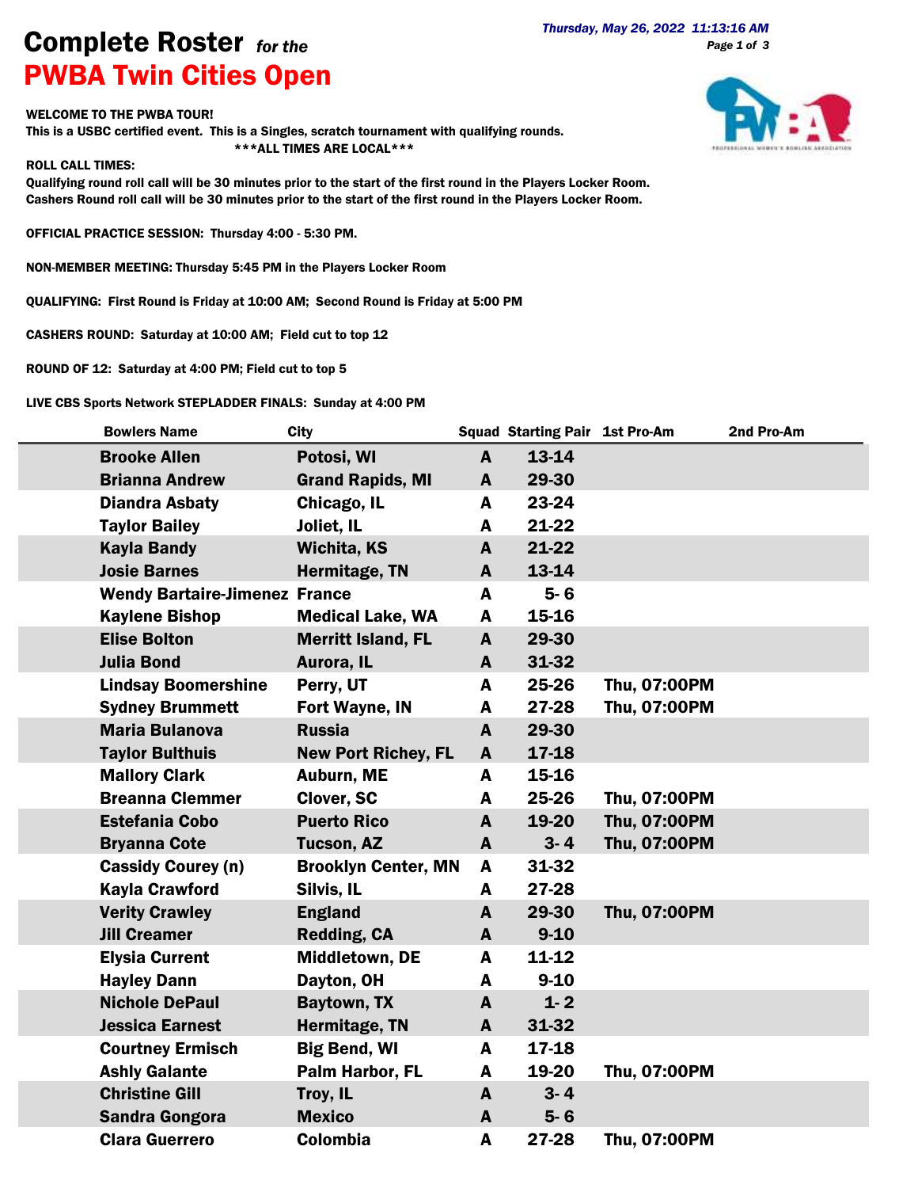# Complete Roster *for the*
# PWBA Twin Cities Open

*Thursday, May 26, 2022 11:13:16 AM*

**WELCOME TO THE PWBA TOUR!**
**This is a USBC certified event. This is a Singles, scratch tournament with qualifying rounds.**
**\*\*\*ALL TIMES ARE LOCAL\*\*\***

**ROLL CALL TIMES:**
**Qualifying round roll call will be 30 minutes prior to the start of the first round in the Players Locker Room.**
**Cashers Round roll call will be 30 minutes prior to the start of the first round in the Players Locker Room.**

**OFFICIAL PRACTICE SESSION: Thursday 4:00 - 5:30 PM.**

**NON-MEMBER MEETING: Thursday 5:45 PM in the Players Locker Room**

**QUALIFYING: First Round is Friday at 10:00 AM; Second Round is Friday at 5:00 PM**

**CASHERS ROUND: Saturday at 10:00 AM; Field cut to top 12**

**ROUND OF 12: Saturday at 4:00 PM; Field cut to top 5**

**LIVE CBS Sports Network STEPLADDER FINALS: Sunday at 4:00 PM**

| Bowlers Name | City | Squad | Starting Pair | 1st Pro-Am | 2nd Pro-Am |
|---|---|---|---|---|---|
| Brooke Allen | Potosi, WI | A | 13-14 | | |
| Brianna Andrew | Grand Rapids, MI | A | 29-30 | | |
| Diandra Asbaty | Chicago, IL | A | 23-24 | | |
| Taylor Bailey | Joliet, IL | A | 21-22 | | |
| Kayla Bandy | Wichita, KS | A | 21-22 | | |
| Josie Barnes | Hermitage, TN | A | 13-14 | | |
| Wendy Bartaire-Jimenez | France | A | 5- 6 | | |
| Kaylene Bishop | Medical Lake, WA | A | 15-16 | | |
| Elise Bolton | Merritt Island, FL | A | 29-30 | | |
| Julia Bond | Aurora, IL | A | 31-32 | | |
| Lindsay Boomershine | Perry, UT | A | 25-26 | Thu, 07:00PM | |
| Sydney Brummett | Fort Wayne, IN | A | 27-28 | Thu, 07:00PM | |
| Maria Bulanova | Russia | A | 29-30 | | |
| Taylor Bulthuis | New Port Richey, FL | A | 17-18 | | |
| Mallory Clark | Auburn, ME | A | 15-16 | | |
| Breanna Clemmer | Clover, SC | A | 25-26 | Thu, 07:00PM | |
| Estefania Cobo | Puerto Rico | A | 19-20 | Thu, 07:00PM | |
| Bryanna Cote | Tucson, AZ | A | 3- 4 | Thu, 07:00PM | |
| Cassidy Courey (n) | Brooklyn Center, MN | A | 31-32 | | |
| Kayla Crawford | Silvis, IL | A | 27-28 | | |
| Verity Crawley | England | A | 29-30 | Thu, 07:00PM | |
| Jill Creamer | Redding, CA | A | 9-10 | | |
| Elysia Current | Middletown, DE | A | 11-12 | | |
| Hayley Dann | Dayton, OH | A | 9-10 | | |
| Nichole DePaul | Baytown, TX | A | 1- 2 | | |
| Jessica Earnest | Hermitage, TN | A | 31-32 | | |
| Courtney Ermisch | Big Bend, WI | A | 17-18 | | |
| Ashly Galante | Palm Harbor, FL | A | 19-20 | Thu, 07:00PM | |
| Christine Gill | Troy, IL | A | 3- 4 | | |
| Sandra Gongora | Mexico | A | 5- 6 | | |
| Clara Guerrero | Colombia | A | 27-28 | Thu, 07:00PM | |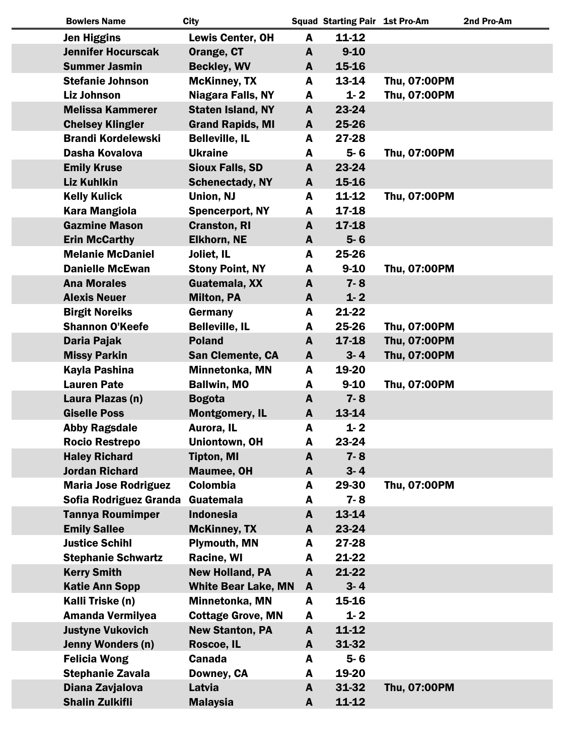| Bowlers Name | City | Squad | Starting Pair | 1st Pro-Am | 2nd Pro-Am |
|---|---|---|---|---|---|
| Jen Higgins | Lewis Center, OH | A | 11-12 | | |
| Jennifer Hocurscak | Orange, CT | A | 9-10 | | |
| Summer Jasmin | Beckley, WV | A | 15-16 | | |
| Stefanie Johnson | McKinney, TX | A | 13-14 | Thu, 07:00PM | |
| Liz Johnson | Niagara Falls, NY | A | 1- 2 | Thu, 07:00PM | |
| Melissa Kammerer | Staten Island, NY | A | 23-24 | | |
| Chelsey Klingler | Grand Rapids, MI | A | 25-26 | | |
| Brandi Kordelewski | Belleville, IL | A | 27-28 | | |
| Dasha Kovalova | Ukraine | A | 5- 6 | Thu, 07:00PM | |
| Emily Kruse | Sioux Falls, SD | A | 23-24 | | |
| Liz Kuhlkin | Schenectady, NY | A | 15-16 | | |
| Kelly Kulick | Union, NJ | A | 11-12 | Thu, 07:00PM | |
| Kara Mangiola | Spencerport, NY | A | 17-18 | | |
| Gazmine Mason | Cranston, RI | A | 17-18 | | |
| Erin McCarthy | Elkhorn, NE | A | 5- 6 | | |
| Melanie McDaniel | Joliet, IL | A | 25-26 | | |
| Danielle McEwan | Stony Point, NY | A | 9-10 | Thu, 07:00PM | |
| Ana Morales | Guatemala, XX | A | 7- 8 | | |
| Alexis Neuer | Milton, PA | A | 1- 2 | | |
| Birgit Noreiks | Germany | A | 21-22 | | |
| Shannon O'Keefe | Belleville, IL | A | 25-26 | Thu, 07:00PM | |
| Daria Pajak | Poland | A | 17-18 | Thu, 07:00PM | |
| Missy Parkin | San Clemente, CA | A | 3- 4 | Thu, 07:00PM | |
| Kayla Pashina | Minnetonka, MN | A | 19-20 | | |
| Lauren Pate | Ballwin, MO | A | 9-10 | Thu, 07:00PM | |
| Laura Plazas (n) | Bogota | A | 7- 8 | | |
| Giselle Poss | Montgomery, IL | A | 13-14 | | |
| Abby Ragsdale | Aurora, IL | A | 1- 2 | | |
| Rocio Restrepo | Uniontown, OH | A | 23-24 | | |
| Haley Richard | Tipton, MI | A | 7- 8 | | |
| Jordan Richard | Maumee, OH | A | 3- 4 | | |
| Maria Jose Rodriguez | Colombia | A | 29-30 | Thu, 07:00PM | |
| Sofia Rodriguez Granda | Guatemala | A | 7- 8 | | |
| Tannya Roumimper | Indonesia | A | 13-14 | | |
| Emily Sallee | McKinney, TX | A | 23-24 | | |
| Justice Schihl | Plymouth, MN | A | 27-28 | | |
| Stephanie Schwartz | Racine, WI | A | 21-22 | | |
| Kerry Smith | New Holland, PA | A | 21-22 | | |
| Katie Ann Sopp | White Bear Lake, MN | A | 3- 4 | | |
| Kalli Triske (n) | Minnetonka, MN | A | 15-16 | | |
| Amanda Vermilyea | Cottage Grove, MN | A | 1- 2 | | |
| Justyne Vukovich | New Stanton, PA | A | 11-12 | | |
| Jenny Wonders (n) | Roscoe, IL | A | 31-32 | | |
| Felicia Wong | Canada | A | 5- 6 | | |
| Stephanie Zavala | Downey, CA | A | 19-20 | | |
| Diana Zavjalova | Latvia | A | 31-32 | Thu, 07:00PM | |
| Shalin Zulkifli | Malaysia | A | 11-12 | | |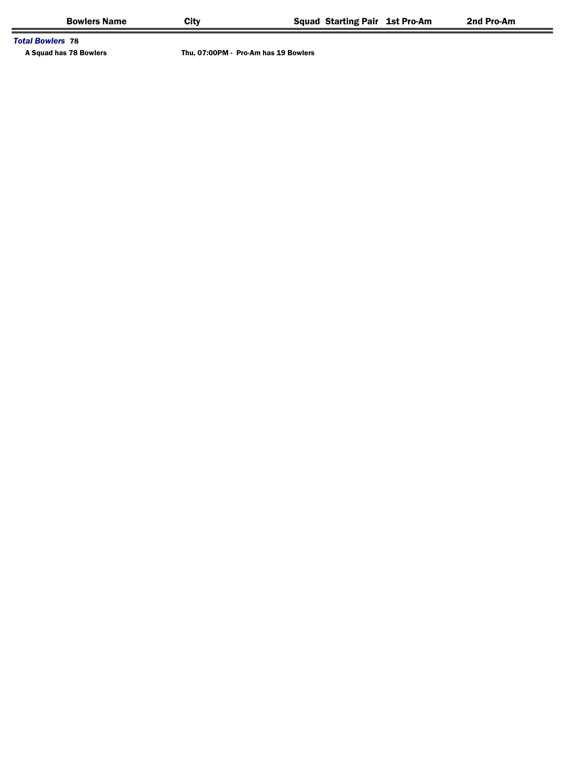| Bowlers Name | City | Squad | Starting Pair | 1st Pro-Am | 2nd Pro-Am |
|---|---|---|---|---|---|

***Total Bowlers*** **78**

**A Squad has 78 Bowlers**

**Thu, 07:00PM - Pro-Am has 19 Bowlers**